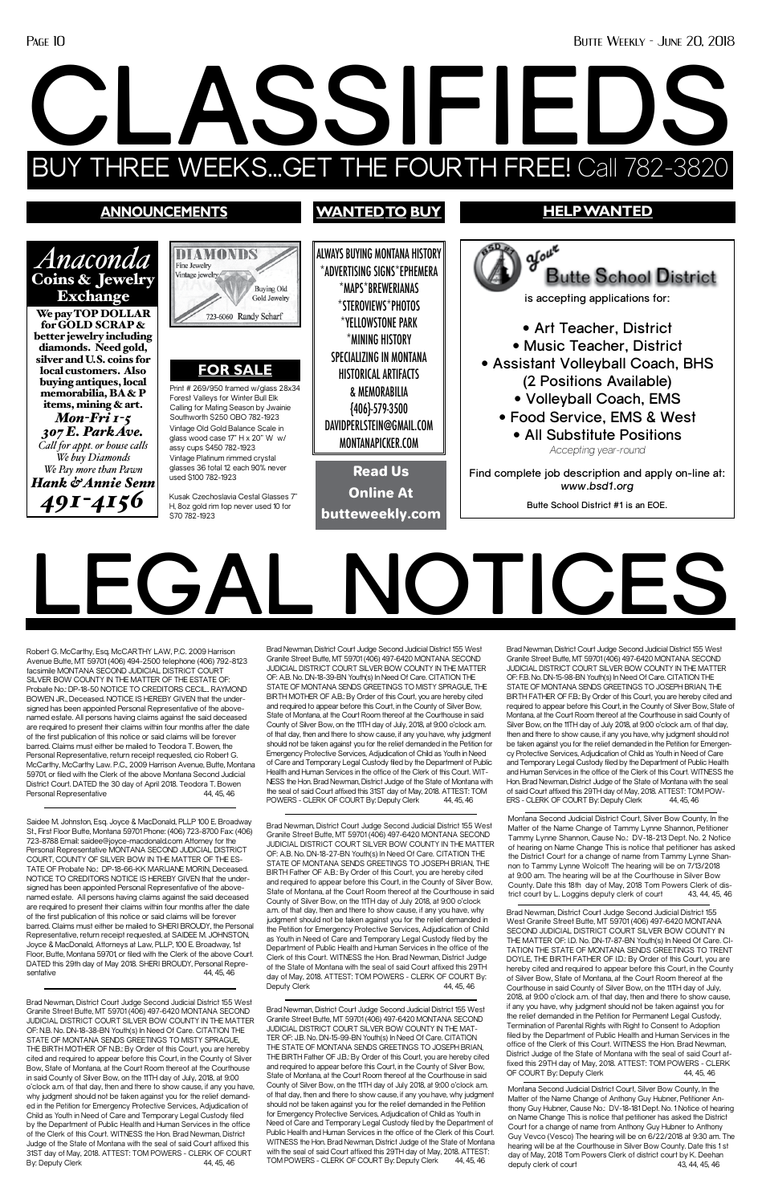# CLASSIFIEDS

## BUY THREE WEEKS...GET THE FOURTH FREE! Call 782-3820

## ANNOUNCEMENTS

**Anaconda Coins & Jewelry Exchange**

**We pay TOP DOLLAR for GOLD SCRAP & better jewelry including diamonds. Need gold, silver and U.S. coins for local customers. Also buying antiques, local memorabilia, BA & P items, mining & art.**

*Mon-Fri 1-5*
*307 E. Park Ave.*
*Call for appt. or house calls*
*We buy Diamonds*
*We Pay more than Pawn*
*Hank & Annie Senn*
*491-4156*

DIAMONDS
Fine Jewelry
Vintage jewelry
Buying Old Gold Jewelry
723-6060 Randy Scharf

## FOR SALE

Print # 269/950 framed w/glass 28x34 Forest Valleys for Winter Bull Elk Calling for Mating Season by Jwainie Southworth $250 OBO 782-1923

Vintage Old Gold Balance Scale in glass wood case 17" H x 20" W w/ assy cups $450 782-1923

Vintage Platinum rimmed crystal glasses 36 total 12 each 90% never used $100 782-1923

Kusak Czechoslavia Cestal Glasses 7" H, 8oz gold rim top never used 10 for $70 782-1923

## WANTED TO BUY

ALWAYS BUYING MONTANA HISTORY
*ADVERTISING SIGNS*EPHEMERA
*MAPS*BREWERIANAS
*STEROVIEWS*PHOTOS
*YELLOWSTONE PARK
*MINING HISTORY
SPECIALIZING IN MONTANA HISTORICAL ARTIFACTS & MEMORABILIA
(406)-579-3500
DAVIDPERLSTEIN@GMAIL.COM
MONTANAPICKER.COM

**Read Us Online At butteweekly.com**

## HELP WANTED

**Your Butte School District** is accepting applications for:

- Art Teacher, District
- Music Teacher, District
- Assistant Volleyball Coach, BHS (2 Positions Available)
- Volleyball Coach, EMS
- Food Service, EMS & West
- All Substitute Positions

*Accepting year-round*

Find complete job description and apply on-line at: *www.bsd1.org*

Butte School District #1 is an EOE.

# LEGAL NOTICES

Robert G. McCarthy, Esq. McCARTHY LAW, P.C. 2009 Harrison Avenue Butte, MT 59701 (406) 494-2500 telephone (406) 792-8123 facsimile MONTANA SECOND JUDICIAL DISTRICT COURT SILVER BOW COUNTY IN THE MATTER OF THE ESTATE OF: Probate No.: DP-18-50 NOTICE TO CREDITORS CECIL. RAYMOND BOWEN JR., Deceased. NOTICE IS HEREBY GIVEN that the undersigned has been appointed Personal Representative of the above-named estate. All persons having claims against the said deceased are required to present their claims within four months after the date of the first publication of this notice or said claims will be forever barred. Claims must either be mailed to Teodora T. Bowen, the Personal Representative, return receipt requested, c/o Robert G. McCarthy, McCarthy Law. P.C., 2009 Harrison Avenue, Butte, Montana 59701, or filed with the Clerk of the above Montana Second Judicial District Court. DATED the 30 day of April 2018. Teodora T. Bowen Personal Representative 44, 45, 46

Saidee M. Johnston, Esq. Joyce & MacDonald, PLLP 100 E. Broadway St., First Floor Butte, Montana 59701 Phone: (406) 723-8700 Fax: (406) 723-8788 Email: saidee@joyce-macdonald.com Attorney for the Personal Representative MONTANA SECOND JUDICIAL DISTRICT COURT, COUNTY OF SILVER BOW IN THE MATTER OF THE ESTATE OF Probate No.: DP-18-66-KK MARIJANE MORIN, Deceased. NOTICE TO CREDITORS NOTICE IS HEREBY GIVEN that the undersigned has been appointed Personal Representative of the above-named estate. All persons having claims against the said deceased are required to present their claims within four months after the date of the first publication of this notice or said claims will be forever barred. Claims must either be mailed to SHERI BROUDY, the Personal Representative, return receipt requested, at SAIDEE M. JOHNSTON, Joyce & MacDonald, Attorneys at Law, PLLP, 100 E. Broadway, 1st Floor, Butte, Montana 59701, or filed with the Clerk of the above Court. DATED this 29th day of May 2018. SHERI BROUDY, Personal Representative 44, 45, 46

Brad Newman, District Court Judge Second Judicial District 155 West Granite Street Butte, MT 59701 (406) 497-6420 MONTANA SECOND JUDICIAL DISTRICT COURT SILVER BOW COUNTY IN THE MATTER OF: N.B. No. DN-18-38-BN Youth(s) In Need Of Care. CITATION THE STATE OF MONTANA SENDS GREETINGS TO MISTY SPRAGUE, THE BIRTH MOTHER OF N.B.: By Order of this Court, you are hereby cited and required to appear before this Court, in the County of Silver Bow, State of Montana, at the Court Room thereof at the Courthouse in said County of Silver Bow, on the 11TH day of July, 2018, at 9:00 o'clock a.m. of that day, then and there to show cause, if any you have, why judgment should not be taken against you for the relief demanded in the Petition for Emergency Protective Services, Adjudication of Child as Youth in Need of Care and Temporary Legal Custody filed by the Department of Public Health and Human Services in the office of the Clerk of this Court. WITNESS the Hon. Brad Newman, District Judge of the State of Montana with the seal of said Court affixed this 31ST day of May, 2018. ATTEST: TOM POWERS - CLERK OF COURT By: Deputy Clerk 44, 45, 46

Brad Newman, District Court Judge Second Judicial District 155 West Granite Street Butte, MT 59701 (406) 497-6420 MONTANA SECOND JUDICIAL DISTRICT COURT SILVER BOW COUNTY IN THE MATTER OF: A.B. No. DN-18-39-BN Youth(s) In Need Of Care. CITATION THE STATE OF MONTANA SENDS GREETINGS TO MISTY SPRAGUE, THE BIRTH MOTHER OF A.B.: By Order of this Court, you are hereby cited and required to appear before this Court, in the County of Silver Bow, State of Montana, at the Court Room thereof at the Courthouse in said County of Silver Bow, on the 11TH day of July, 2018, at 9:00 o'clock a.m. of that day, then and there to show cause, if any you have, why judgment should not be taken against you for the relief demanded in the Petition for Emergency Protective Services, Adjudication of Child as Youth in Need of Care and Temporary Legal Custody filed by the Department of Public Health and Human Services in the office of the Clerk of this Court. WITNESS the Hon. Brad Newman, District Judge of the State of Montana with the seal of said Court affixed this 31ST day of May, 2018. ATTEST: TOM POWERS - CLERK OF COURT By: Deputy Clerk 44, 45, 46

Brad Newman, District Court Judge Second Judicial District 155 West Granite Street Butte, MT 59701 (406) 497-6420 MONTANA SECOND JUDICIAL DISTRICT COURT SILVER BOW COUNTY IN THE MATTER OF: A.B. No. DN-18-27-BN Youth(s) In Need Of Care. CITATION THE STATE OF MONTANA SENDS GREETINGS TO JOSEPH BRIAN, THE BIRTH Father OF A.B.: By Order of this Court, you are hereby cited and required to appear before this Court, in the County of Silver Bow, State of Montana, at the Court Room thereof at the Courthouse in said County of Silver Bow, on the 11TH day of July 2018, at 9:00 o'clock a.m. of that day, then and there to show cause, if any you have, why judgment should not be taken against you for the relief demanded in the Petition for Emergency Protective Services, Adjudication of Child as Youth in Need of Care and Temporary Legal Custody filed by the Department of Public Health and Human Services in the office of the Clerk of this Court. WITNESS the Hon. Brad Newman, District Judge of the State of Montana with the seal of said Court affixed this 29TH day of May, 2018. ATTEST: TOM POWERS - CLERK OF COURT By: Deputy Clerk 44, 45, 46

Brad Newman, District Court Judge Second Judicial District 155 West Granite Street Butte, MT 59701 (406) 497-6420 MONTANA SECOND JUDICIAL DISTRICT COURT SILVER BOW COUNTY IN THE MATTER OF: J.B. No. DN-15-99-BN Youth(s) In Need Of Care. CITATION THE STATE OF MONTANA SENDS GREETINGS TO JOSEPH BRIAN, THE BIRTH Father OF J.B.: By Order of this Court, you are hereby cited and required to appear before this Court, in the County of Silver Bow, State of Montana, at the Court Room thereof at the Courthouse in said County of Silver Bow, on the 11TH day of July, 2018, at 9:00 o'clock a.m. of that day, then and there to show cause, if any you have, why judgment should not be taken against you for the relief demanded in the Petition for Emergency Protective Services, Adjudication of Child as Youth in Need of Care and Temporary Legal Custody filed by the Department of Public Health and Human Services in the office of the Clerk of this Court. WITNESS the Hon. Brad Newman, District Judge of the State of Montana with the seal of said Court affixed this 29TH day of May, 2018. ATTEST: TOM POWERS - CLERK OF COURT By: Deputy Clerk 44, 45, 46

Brad Newman, District Court Judge Second Judicial District 155 West Granite Street Butte, MT 59701 (406) 497-6420 MONTANA SECOND JUDICIAL DISTRICT COURT SILVER BOW COUNTY IN THE MATTER OF: F.B. No. DN-15-98-BN Youth(s) In Need Of Care. CITATION THE STATE OF MONTANA SENDS GREETINGS TO JOSEPH BRIAN, THE BIRTH FATHER OF F.B.: By Order of this Court, you are hereby cited and required to appear before this Court, in the County of Silver Bow, State of Montana, at the Court Room thereof at the Courthouse in said County of Silver Bow, on the 11TH day of July, 2018, at 9:00 o'clock a.m. of that day, then and there to show cause, if any you have, why judgment should not be taken against you for the relief demanded in the Petition for Emergency Protective Services, Adjudication of Child as Youth in Need of Care and Temporary Legal Custody filed by the Department of Public Health and Human Services in the office of the Clerk of this Court. WITNESS the Hon. Brad Newman, District Judge of the State of Montana with the seal of said Court affixed this 29TH day of May, 2018. ATTEST: TOM POWERS - CLERK OF COURT By: Deputy Clerk 44, 45, 46

Montana Second Judicial District Court, Silver Bow County, In the Matter of the Name Change of Tammy Lynne Shannon, Petitioner Tammy Lynne Shannon, Cause No.: DV-18-213 Dept. No. 2 Notice of hearing on Name Change This is notice that petitioner has asked the District Court for a change of name from Tammy Lynne Shannon to Tammy Lynne Wolcott The hearing will be on 7/13/2018 at 9:00 am. The hearing will be at the Courthouse in Silver Bow County. Date this 18th day of May, 2018 Tom Powers Clerk of district court by L. Loggins deputy clerk of court 43, 44, 45, 46

Brad Newman, District Court Judge Second Judicial District 155 West Granite Street Butte, MT 59701 (406) 497-6420 MONTANA SECOND JUDICIAL DISTRICT COURT SILVER BOW COUNTY IN THE MATTER OF: I.D. No. DN-17-87-BN Youth(s) In Need Of Care. CITATION THE STATE OF MONTANA SENDS GREETINGS TO TRENT DOYLE, THE BIRTH FATHER OF I.D.: By Order of this Court, you are hereby cited and required to appear before this Court, in the County of Silver Bow, State of Montana, at the Court Room thereof at the Courthouse in said County of Silver Bow, on the 11TH day of July, 2018, at 9:00 o'clock a.m. of that day, then and there to show cause, if any you have, why judgment should not be taken against you for the relief demanded in the Petition for Permanent Legal Custody, Termination of Parental Rights with Right to Consent to Adoption filed by the Department of Public Health and Human Services in the office of the Clerk of this Court. WITNESS the Hon. Brad Newman, District Judge of the State of Montana with the seal of said Court affixed this 29TH day of May, 2018. ATTEST: TOM POWERS - CLERK OF COURT By: Deputy Clerk 44, 45, 46

Montana Second Judicial District Court, Silver Bow County, In the Matter of the Name Change of Anthony Guy Hubner, Petitioner Anthony Guy Hubner, Cause No.: DV-18-181 Dept. No. 1 Notice of hearing on Name Change This is notice that petitioner has asked the District Court for a change of name from Anthony Guy Hubner to Anthony Guy Vecvo (Vesco) The hearing will be on 6/22/2018 at 9:30 am. The hearing will be at the Courthouse in Silver Bow County. Date this 1 st day of May, 2018 Tom Powers Clerk of district court by K. Deehan deputy clerk of court 43, 44, 45, 46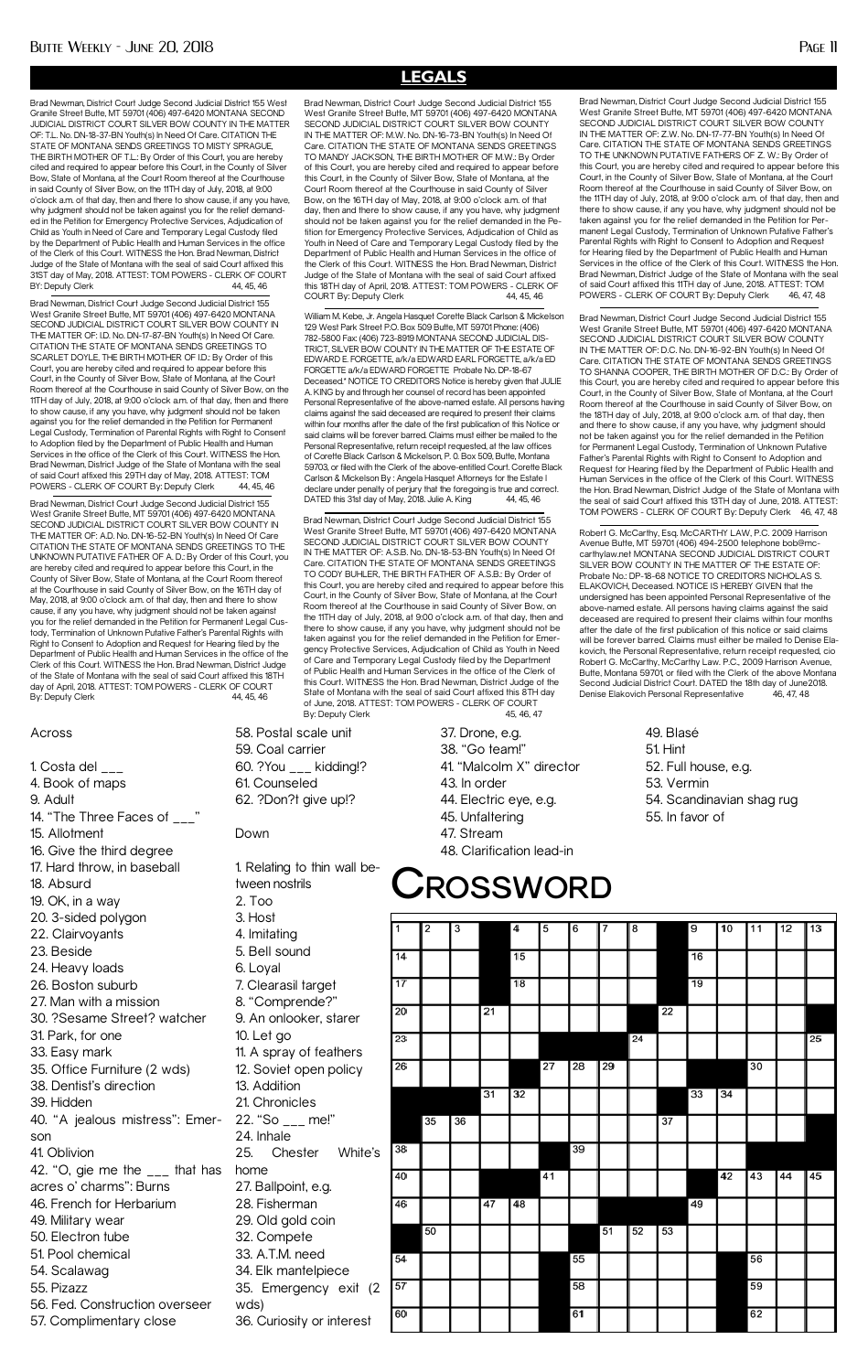## LEGALS

Brad Newman, District Court Judge Second Judicial District 155 West Granite Street Butte, MT 59701 (406) 497-6420 MONTANA SECOND JUDICIAL DISTRICT COURT SILVER BOW COUNTY IN THE MATTER OF: T.L. No. DN-18-37-BN Youth(s) In Need Of Care. CITATION THE STATE OF MONTANA SENDS GREETINGS TO MISTY SPRAGUE, THE BIRTH MOTHER OF T.L.: By Order of this Court, you are hereby cited and required to appear before this Court, in the County of Silver Bow, State of Montana, at the Court Room thereof at the Courthouse in said County of Silver Bow, on the 11TH day of July, 2018, at 9:00 o'clock a.m. of that day, then and there to show cause, if any you have, why judgment should not be taken against you for the relief demanded in the Petition for Emergency Protective Services, Adjudication of Child as Youth in Need of Care and Temporary Legal Custody filed by the Department of Public Health and Human Services in the office of the Clerk of this Court. WITNESS the Hon. Brad Newman, District Judge of the State of Montana with the seal of said Court affixed this 31ST day of May, 2018. ATTEST: TOM POWERS - CLERK OF COURT BY: Deputy Clerk 44, 45, 46

Brad Newman, District Court Judge Second Judicial District 155 West Granite Street Butte, MT 59701 (406) 497-6420 MONTANA SECOND JUDICIAL DISTRICT COURT SILVER BOW COUNTY IN THE MATTER OF: I.D. No. DN-17-87-BN Youth(s) In Need Of Care. CITATION THE STATE OF MONTANA SENDS GREETINGS TO SCARLET DOYLE, THE BIRTH MOTHER OF I.D.: By Order of this Court, you are hereby cited and required to appear before this Court, in the County of Silver Bow, State of Montana, at the Court Room thereof at the Courthouse in said County of Silver Bow, on the 11TH day of July, 2018, at 9:00 o'clock a.m. of that day, then and there to show cause, if any you have, why judgment should not be taken against you for the relief demanded in the Petition for Permanent Legal Custody, Termination of Parental Rights with Right to Consent to Adoption filed by the Department of Public Health and Human Services in the office of the Clerk of this Court. WITNESS the Hon. Brad Newman, District Judge of the State of Montana with the seal of said Court affixed this 29TH day of May, 2018. ATTEST: TOM POWERS - CLERK OF COURT By: Deputy Clerk 44, 45, 46

Brad Newman, District Court Judge Second Judicial District 155 West Granite Street Butte, MT 59701 (406) 497-6420 MONTANA SECOND JUDICIAL DISTRICT COURT SILVER BOW COUNTY IN THE MATTER OF: A.D. No. DN-16-52-BN Youth(s) In Need Of Care CITATION THE STATE OF MONTANA SENDS GREETINGS TO THE UNKNOWN PUTATIVE FATHER OF A. D.: By Order of this Court, you are hereby cited and required to appear before this Court, in the County of Silver Bow, State of Montana, at the Court Room thereof at the Courthouse in said County of Silver Bow, on the 16TH day of May, 2018, at 9:00 o'clock a.m. of that day, then and there to show cause, if any you have, why judgment should not be taken against you for the relief demanded in the Petition for Permanent Legal Custody, Termination of Unknown Putative Father's Parental Rights with Right to Consent to Adoption and Request for Hearing filed by the Department of Public Health and Human Services in the office of the Clerk of this Court. WITNESS the Hon. Brad Newman, District Judge of the State of Montana with the seal of said Court affixed this 18TH day of April, 2018. ATTEST: TOM POWERS - CLERK OF COURT By: Deputy Clerk 44, 45, 46

Brad Newman, District Court Judge Second Judicial District 155 West Granite Street Butte, MT 59701 (406) 497-6420 MONTANA SECOND JUDICIAL DISTRICT COURT SILVER BOW COUNTY IN THE MATTER OF: M.W. No. DN-16-73-BN Youth(s) In Need Of Care. CITATION THE STATE OF MONTANA SENDS GREETINGS TO MANDY JACKSON, THE BIRTH MOTHER OF M.W.: By Order of this Court, you are hereby cited and required to appear before this Court, in the County of Silver Bow, State of Montana, at the Court Room thereof at the Courthouse in said County of Silver Bow, on the 16TH day of May, 2018, at 9:00 o'clock a.m. of that day, then and there to show cause, if any you have, why judgment should not be taken against you for the relief demanded in the Petition for Emergency Protective Services, Adjudication of Child as Youth in Need of Care and Temporary Legal Custody filed by the Department of Public Health and Human Services in the office of the Clerk of this Court. WITNESS the Hon. Brad Newman, District Judge of the State of Montana with the seal of said Court affixed this 18TH day of April, 2018. ATTEST: TOM POWERS - CLERK OF COURT By: Deputy Clerk 44, 45, 46

William M. Kebe, Jr. Angela Hasquet Corette Black Carlson & Mickelson 129 West Park Street P.O. Box 509 Butte, MT 59701 Phone: (406) 782-5800 Fax: (406) 723-8919 MONTANA SECOND JUDICIAL DISTRICT, SILVER BOW COUNTY IN THE MATTER OF THE ESTATE OF EDWARD E. FORGETTE, a/k/a EDWARD EARL FORGETTE, a/k/a ED FORGETTE a/k/a EDWARD FORGETTE Probate No. DP-18-67 Deceased." NOTICE TO CREDITORS Notice is hereby given that JULIE A. KING by and through her counsel of record has been appointed Personal Representative of the above-named estate. All persons having claims against the said deceased are required to present their claims within four months after the date of the first publication of this Notice or said claims will be forever barred. Claims must either be mailed to the Personal Representative, return receipt requested, at the law offices of Corette Black Carlson & Mickelson, P. 0. Box 509, Butte, Montana 59703, or filed with the Clerk of the above-entitled Court. Corette Black Carlson & Mickelson By : Angela Hasquet Attorneys for the Estate I declare under penalty of perjury that the foregoing is true and correct. DATED this 31st day of May, 2018. Julie A. King 44, 45, 46

Brad Newman, District Court Judge Second Judicial District 155 West Granite Street Butte, MT 59701 (406) 497-6420 MONTANA SECOND JUDICIAL DISTRICT COURT SILVER BOW COUNTY IN THE MATTER OF: A.S.B. No. DN-18-53-BN Youth(s) In Need Of Care. CITATION THE STATE OF MONTANA SENDS GREETINGS TO CODY BUHLER, THE BIRTH FATHER OF A.S.B.: By Order of this Court, you are hereby cited and required to appear before this Court, in the County of Silver Bow, State of Montana, at the Court Room thereof at the Courthouse in said County of Silver Bow, on the 11TH day of July, 2018, at 9:00 o'clock a.m. of that day, then and there to show cause, if any you have, why judgment should not be taken against you for the relief demanded in the Petition for Emergency Protective Services, Adjudication of Child as Youth in Need of Care and Temporary Legal Custody filed by the Department of Public Health and Human Services in the office of the Clerk of this Court. WITNESS the Hon. Brad Newman, District Judge of the State of Montana with the seal of said Court affixed this 8TH day of June, 2018. ATTEST: TOM POWERS - CLERK OF COURT By: Deputy Clerk 45, 46, 47

Brad Newman, District Court Judge Second Judicial District 155 West Granite Street Butte, MT 59701 (406) 497-6420 MONTANA SECOND JUDICIAL DISTRICT COURT SILVER BOW COUNTY IN THE MATTER OF: Z.W. No. DN-17-77-BN Youth(s) In Need Of Care. CITATION THE STATE OF MONTANA SENDS GREETINGS TO THE UNKNOWN PUTATIVE FATHERS OF Z. W.: By Order of this Court, you are hereby cited and required to appear before this Court, in the County of Silver Bow, State of Montana, at the Court Room thereof at the Courthouse in said County of Silver Bow, on the 11TH day of July, 2018, at 9:00 o'clock a.m. of that day, then and there to show cause, if any you have, why judgment should not be taken against you for the relief demanded in the Petition for Permanent Legal Custody, Termination of Unknown Putative Father's Parental Rights with Right to Consent to Adoption and Request for Hearing filed by the Department of Public Health and Human Services in the office of the Clerk of this Court. WITNESS the Hon. Brad Newman, District Judge of the State of Montana with the seal of said Court affixed this 11TH day of June, 2018. ATTEST: TOM POWERS - CLERK OF COURT By: Deputy Clerk 46, 47, 48

Brad Newman, District Court Judge Second Judicial District 155 West Granite Street Butte, MT 59701 (406) 497-6420 MONTANA SECOND JUDICIAL DISTRICT COURT SILVER BOW COUNTY IN THE MATTER OF: D.C. No. DN-16-92-BN Youth(s) In Need Of Care. CITATION THE STATE OF MONTANA SENDS GREETINGS TO SHANNA COOPER, THE BIRTH MOTHER OF D.C.: By Order of this Court, you are hereby cited and required to appear before this Court, in the County of Silver Bow, State of Montana, at the Court Room thereof at the Courthouse in said County of Silver Bow, on the 18TH day of July, 2018, at 9:00 o'clock a.m. of that day, then and there to show cause, if any you have, why judgment should not be taken against you for the relief demanded in the Petition for Permanent Legal Custody, Termination of Unknown Putative Father's Parental Rights with Right to Consent to Adoption and Request for Hearing filed by the Department of Public Health and Human Services in the office of the Clerk of this Court. WITNESS the Hon. Brad Newman, District Judge of the State of Montana with the seal of said Court affixed this 13TH day of June, 2018. ATTEST: TOM POWERS - CLERK OF COURT By: Deputy Clerk 46, 47, 48

Robert G. McCarthy, Esq. McCARTHY LAW, P.C. 2009 Harrison Avenue Butte, MT 59701 (406) 494-2500 telephone bob@mccarthylaw.net MONTANA SECOND JUDICIAL DISTRICT COURT SILVER BOW COUNTY IN THE MATTER OF THE ESTATE OF: Probate No.: DP-18-68 NOTICE TO CREDITORS NICHOLAS S. ELAKOVICH, Deceased. NOTICE IS HEREBY GIVEN that the undersigned has been appointed Personal Representative of the above-named estate. All persons having claims against the said deceased are required to present their claims within four months after the date of the first publication of this notice or said claims will be forever barred. Claims must either be mailed to Denise Elakovich, the Personal Representative, return receipt requested, c/o Robert G. McCarthy, McCarthy Law. P.C., 2009 Harrison Avenue, Butte, Montana 59701, or filed with the Clerk of the above Montana Second Judicial District Court. DATED the 18th day of June2018. Denise Elakovich Personal Representative 46, 47, 48

## Crossword

**Across**

1. Costa del ___
4. Book of maps
9. Adult
14. "The Three Faces of ___"
15. Allotment
16. Give the third degree
17. Hard throw, in baseball
18. Absurd
19. OK, in a way
20. 3-sided polygon
22. Clairvoyants
23. Beside
24. Heavy loads
26. Boston suburb
27. Man with a mission
30. ?Sesame Street? watcher
31. Park, for one
33. Easy mark
35. Office Furniture (2 wds)
38. Dentist's direction
39. Hidden
40. "A jealous mistress": Emerson
41. Oblivion
42. "O, gie me the ___ that has acres o' charms": Burns
46. French for Herbarium
49. Military wear
50. Electron tube
51. Pool chemical
54. Scalawag
55. Pizazz
56. Fed. Construction overseer
57. Complimentary close
58. Postal scale unit
59. Coal carrier
60. ?You ___ kidding!?
61. Counseled
62. ?Don?t give up!?

**Down**

1. Relating to thin wall between nostrils
2. Too
3. Host
4. Imitating
5. Bell sound
6. Loyal
7. Clearasil target
8. "Comprende?"
9. An onlooker, starer
10. Let go
11. A spray of feathers
12. Soviet open policy
13. Addition
21. Chronicles
22. "So ___ me!"
24. Inhale
25. Chester White's home
27. Ballpoint, e.g.
28. Fisherman
29. Old gold coin
32. Compete
33. A.T.M. need
34. Elk mantelpiece
35. Emergency exit (2 wds)
36. Curiosity or interest
37. Drone, e.g.
38. "Go team!"
41. "Malcolm X" director
43. In order
44. Electric eye, e.g.
45. Unfaltering
47. Stream
48. Clarification lead-in
49. Blasé
51. Hint
52. Full house, e.g.
53. Vermin
54. Scandinavian shag rug
55. In favor of